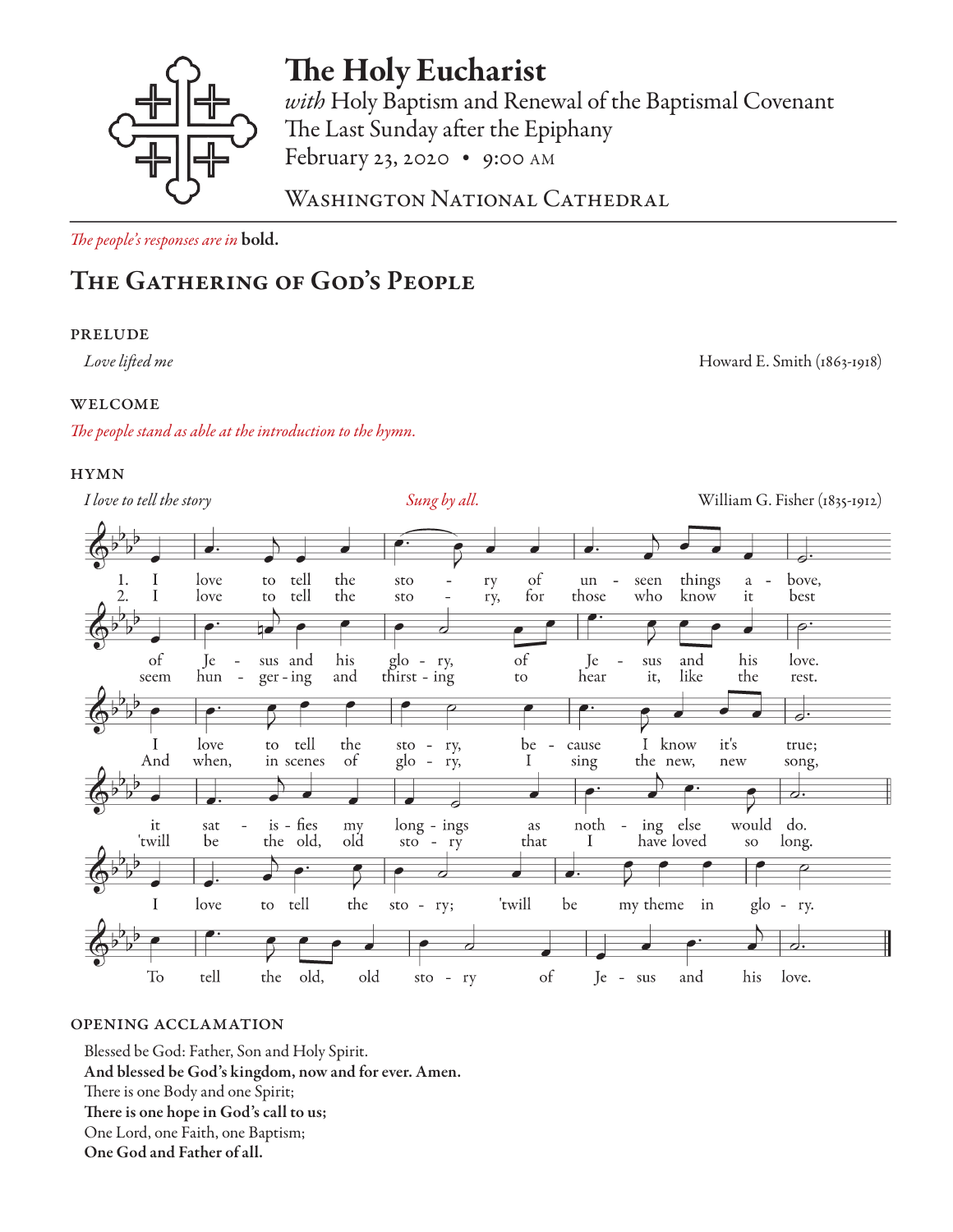# The Holy Eucharist

*with* Holy Baptism and Renewal of the Baptismal Covenant
The Last Sunday after the Epiphany
February 23, 2020 • 9:00 AM

WASHINGTON NATIONAL CATHEDRAL

*The people's responses are in* **bold.**

## The Gathering of God's People

### PRELUDE

*Love lifted me* — Howard E. Smith (1863-1918)

### WELCOME

*The people stand as able at the introduction to the hymn.*

### HYMN

*I love to tell the story* — *Sung by all.* — William G. Fisher (1835-1912)

1. I love to tell the story of unseen things above, of Jesus and his glory, of Jesus and his love. I love to tell the story, because I know it's true; it satisfies my longings as nothing else would do.

2. I love to tell the story, for those who know it best seem hungering and thirsting to hear it, like the rest. And when, in scenes of glory, I sing the new, new song, 'twill be the old, old story that I have loved so long.

I love to tell the story; 'twill be my theme in glory. To tell the old, old story of Jesus and his love.

### OPENING ACCLAMATION

Blessed be God: Father, Son and Holy Spirit.
**And blessed be God's kingdom, now and for ever. Amen.**
There is one Body and one Spirit;
**There is one hope in God's call to us;**
One Lord, one Faith, one Baptism;
**One God and Father of all.**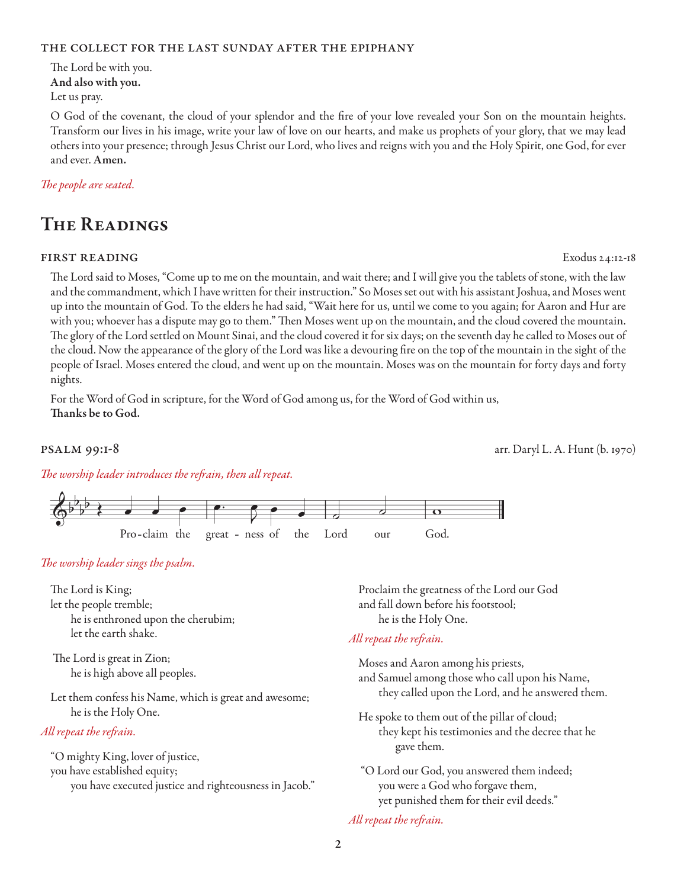### THE COLLECT FOR THE LAST SUNDAY AFTER THE EPIPHANY

The Lord be with you.
**And also with you.**
Let us pray.

O God of the covenant, the cloud of your splendor and the fire of your love revealed your Son on the mountain heights. Transform our lives in his image, write your law of love on our hearts, and make us prophets of your glory, that we may lead others into your presence; through Jesus Christ our Lord, who lives and reigns with you and the Holy Spirit, one God, for ever and ever. **Amen.**

*The people are seated.*

# The Readings

### FIRST READING — Exodus 24:12-18

The Lord said to Moses, "Come up to me on the mountain, and wait there; and I will give you the tablets of stone, with the law and the commandment, which I have written for their instruction." So Moses set out with his assistant Joshua, and Moses went up into the mountain of God. To the elders he had said, "Wait here for us, until we come to you again; for Aaron and Hur are with you; whoever has a dispute may go to them." Then Moses went up on the mountain, and the cloud covered the mountain. The glory of the Lord settled on Mount Sinai, and the cloud covered it for six days; on the seventh day he called to Moses out of the cloud. Now the appearance of the glory of the Lord was like a devouring fire on the top of the mountain in the sight of the people of Israel. Moses entered the cloud, and went up on the mountain. Moses was on the mountain for forty days and forty nights.

For the Word of God in scripture, for the Word of God among us, for the Word of God within us,
**Thanks be to God.**

### PSALM 99:1-8 — arr. Daryl L. A. Hunt (b. 1970)

*The worship leader introduces the refrain, then all repeat.*

Pro-claim the great - ness of the Lord our God.

*The worship leader sings the psalm.*

The Lord is King;
let the people tremble;
he is enthroned upon the cherubim;
let the earth shake.

The Lord is great in Zion;
he is high above all peoples.

Let them confess his Name, which is great and awesome;
he is the Holy One.

*All repeat the refrain.*

"O mighty King, lover of justice,
you have established equity;
you have executed justice and righteousness in Jacob."

Proclaim the greatness of the Lord our God
and fall down before his footstool;
he is the Holy One.

*All repeat the refrain.*

Moses and Aaron among his priests,
and Samuel among those who call upon his Name,
they called upon the Lord, and he answered them.

He spoke to them out of the pillar of cloud;
they kept his testimonies and the decree that he gave them.

"O Lord our God, you answered them indeed;
you were a God who forgave them,
yet punished them for their evil deeds."

*All repeat the refrain.*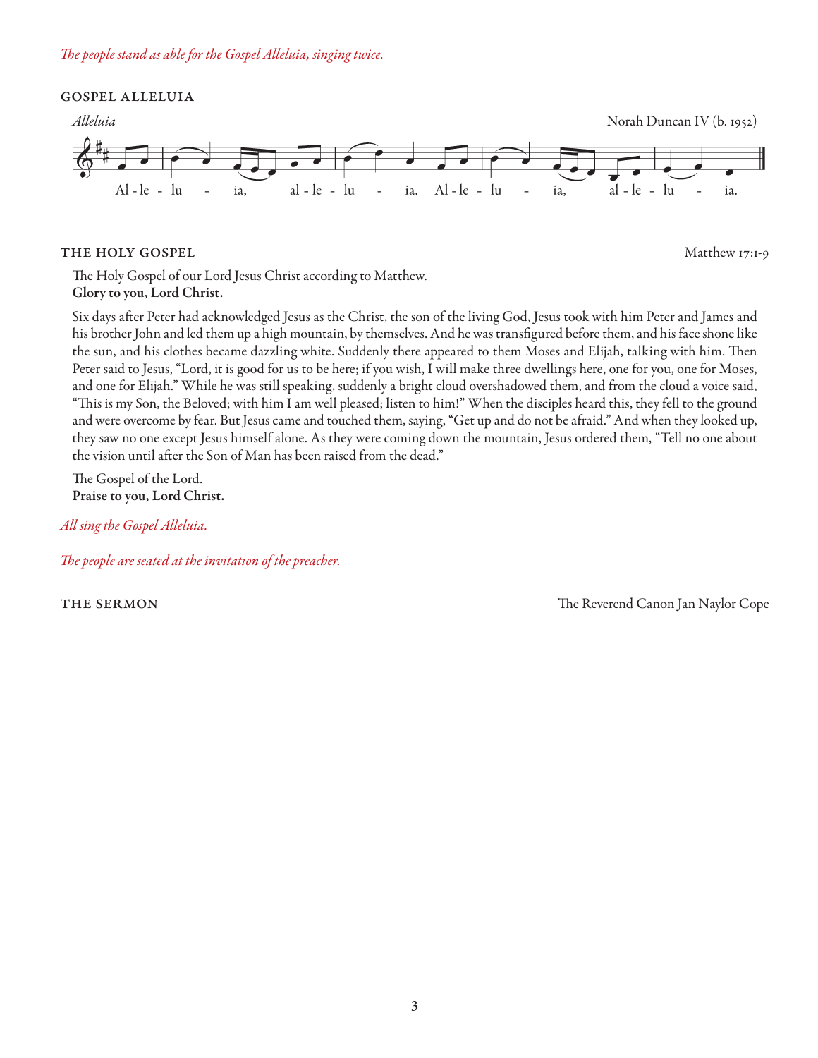*The people stand as able for the Gospel Alleluia, singing twice.*

## GOSPEL ALLELUIA

*Alleluia* — Norah Duncan IV (b. 1952)

Al - le - lu - ia, al - le - lu - ia. Al - le - lu - ia, al - le - lu - ia.

## THE HOLY GOSPEL — Matthew 17:1-9

The Holy Gospel of our Lord Jesus Christ according to Matthew.
**Glory to you, Lord Christ.**

Six days after Peter had acknowledged Jesus as the Christ, the son of the living God, Jesus took with him Peter and James and his brother John and led them up a high mountain, by themselves. And he was transfigured before them, and his face shone like the sun, and his clothes became dazzling white. Suddenly there appeared to them Moses and Elijah, talking with him. Then Peter said to Jesus, "Lord, it is good for us to be here; if you wish, I will make three dwellings here, one for you, one for Moses, and one for Elijah." While he was still speaking, suddenly a bright cloud overshadowed them, and from the cloud a voice said, "This is my Son, the Beloved; with him I am well pleased; listen to him!" When the disciples heard this, they fell to the ground and were overcome by fear. But Jesus came and touched them, saying, "Get up and do not be afraid." And when they looked up, they saw no one except Jesus himself alone. As they were coming down the mountain, Jesus ordered them, "Tell no one about the vision until after the Son of Man has been raised from the dead."

The Gospel of the Lord.
**Praise to you, Lord Christ.**

*All sing the Gospel Alleluia.*

*The people are seated at the invitation of the preacher.*

## THE SERMON — The Reverend Canon Jan Naylor Cope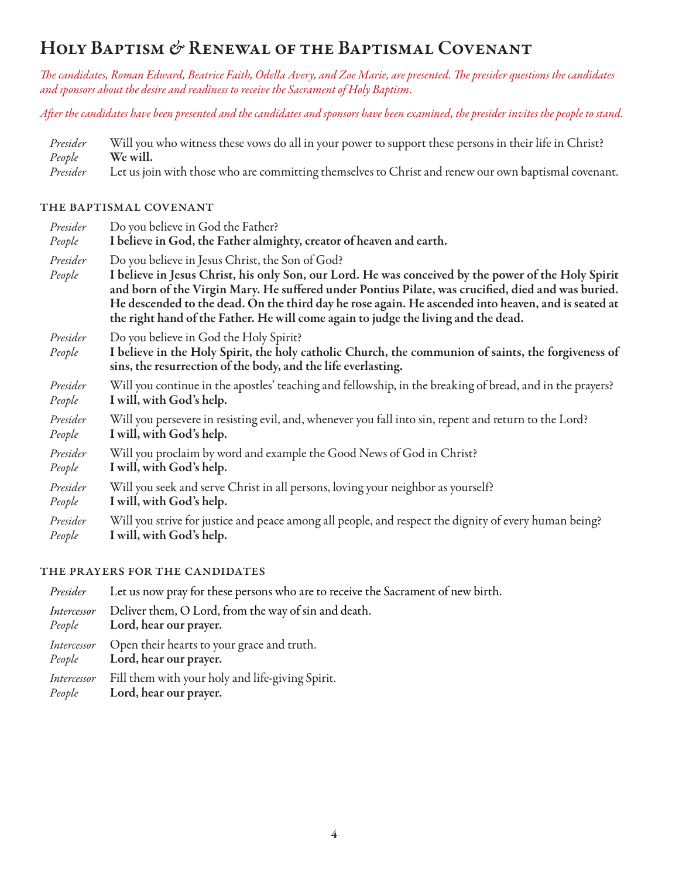# Holy Baptism & Renewal of the Baptismal Covenant

*The candidates, Roman Edward, Beatrice Faith, Odella Avery, and Zoe Marie, are presented. The presider questions the candidates and sponsors about the desire and readiness to receive the Sacrament of Holy Baptism.*

*After the candidates have been presented and the candidates and sponsors have been examined, the presider invites the people to stand.*

*Presider* Will you who witness these vows do all in your power to support these persons in their life in Christ?
*People* **We will.**
*Presider* Let us join with those who are committing themselves to Christ and renew our own baptismal covenant.

## The Baptismal Covenant

*Presider* Do you believe in God the Father?
*People* **I believe in God, the Father almighty, creator of heaven and earth.**

*Presider* Do you believe in Jesus Christ, the Son of God?
*People* **I believe in Jesus Christ, his only Son, our Lord. He was conceived by the power of the Holy Spirit and born of the Virgin Mary. He suffered under Pontius Pilate, was crucified, died and was buried. He descended to the dead. On the third day he rose again. He ascended into heaven, and is seated at the right hand of the Father. He will come again to judge the living and the dead.**

*Presider* Do you believe in God the Holy Spirit?
*People* **I believe in the Holy Spirit, the holy catholic Church, the communion of saints, the forgiveness of sins, the resurrection of the body, and the life everlasting.**

*Presider* Will you continue in the apostles' teaching and fellowship, in the breaking of bread, and in the prayers?
*People* **I will, with God's help.**

*Presider* Will you persevere in resisting evil, and, whenever you fall into sin, repent and return to the Lord?
*People* **I will, with God's help.**

*Presider* Will you proclaim by word and example the Good News of God in Christ?
*People* **I will, with God's help.**

*Presider* Will you seek and serve Christ in all persons, loving your neighbor as yourself?
*People* **I will, with God's help.**

*Presider* Will you strive for justice and peace among all people, and respect the dignity of every human being?
*People* **I will, with God's help.**

## The Prayers for the Candidates

*Presider* Let us now pray for these persons who are to receive the Sacrament of new birth.

*Intercessor* Deliver them, O Lord, from the way of sin and death.
*People* **Lord, hear our prayer.**

*Intercessor* Open their hearts to your grace and truth.
*People* **Lord, hear our prayer.**

*Intercessor* Fill them with your holy and life-giving Spirit.
*People* **Lord, hear our prayer.**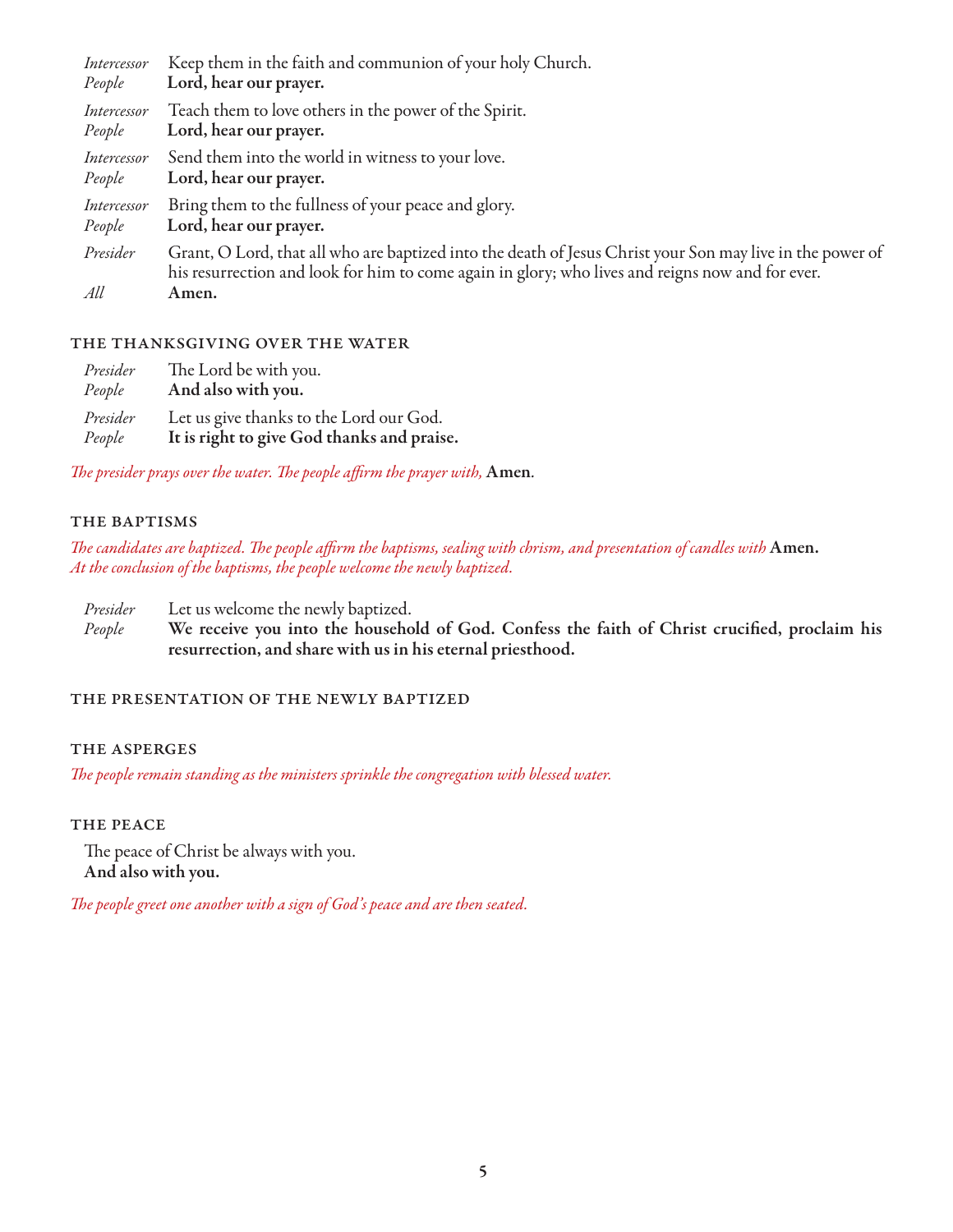*Intercessor* Keep them in the faith and communion of your holy Church.
*People* **Lord, hear our prayer.**

*Intercessor* Teach them to love others in the power of the Spirit.
*People* **Lord, hear our prayer.**

*Intercessor* Send them into the world in witness to your love.
*People* **Lord, hear our prayer.**

*Intercessor* Bring them to the fullness of your peace and glory.
*People* **Lord, hear our prayer.**

*Presider* Grant, O Lord, that all who are baptized into the death of Jesus Christ your Son may live in the power of his resurrection and look for him to come again in glory; who lives and reigns now and for ever.
*All* **Amen.**

### THE THANKSGIVING OVER THE WATER

*Presider* The Lord be with you.
*People* **And also with you.**

*Presider* Let us give thanks to the Lord our God.
*People* **It is right to give God thanks and praise.**

*The presider prays over the water. The people affirm the prayer with,* **Amen.**

### THE BAPTISMS

*The candidates are baptized. The people affirm the baptisms, sealing with chrism, and presentation of candles with* **Amen.**
*At the conclusion of the baptisms, the people welcome the newly baptized.*

*Presider* Let us welcome the newly baptized.
*People* **We receive you into the household of God. Confess the faith of Christ crucified, proclaim his resurrection, and share with us in his eternal priesthood.**

### THE PRESENTATION OF THE NEWLY BAPTIZED

### THE ASPERGES

*The people remain standing as the ministers sprinkle the congregation with blessed water.*

### THE PEACE

The peace of Christ be always with you.
**And also with you.**

*The people greet one another with a sign of God's peace and are then seated.*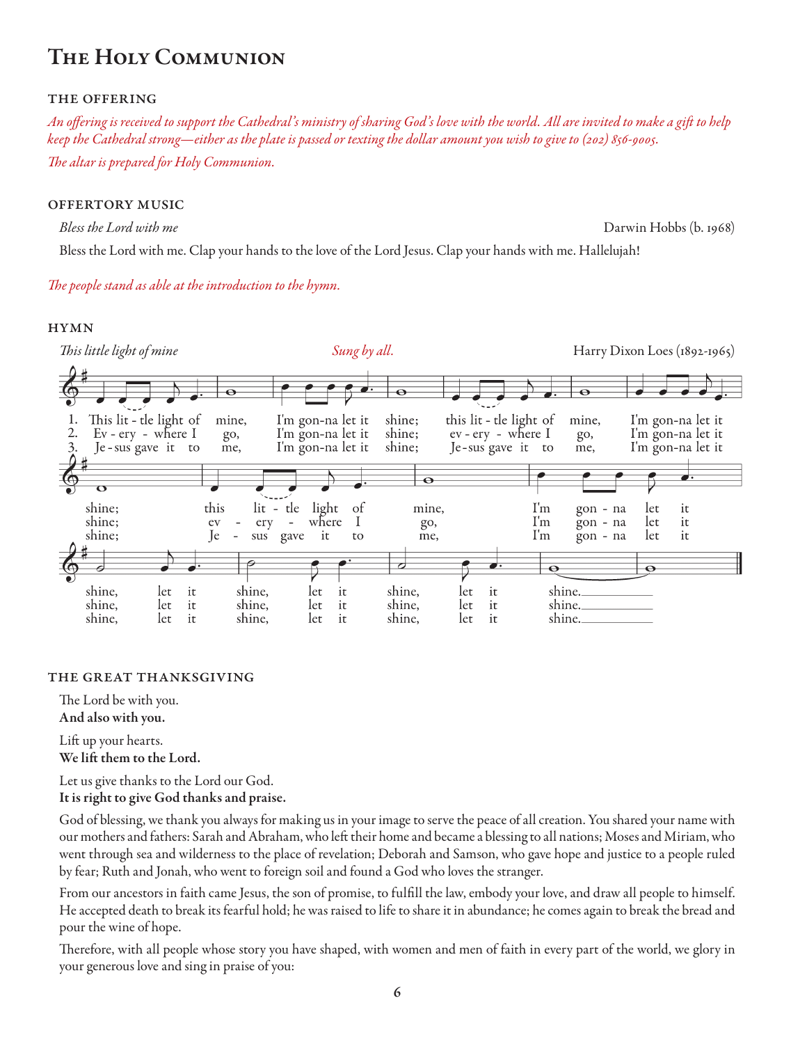# The Holy Communion

## THE OFFERING

*An offering is received to support the Cathedral's ministry of sharing God's love with the world. All are invited to make a gift to help keep the Cathedral strong—either as the plate is passed or texting the dollar amount you wish to give to (202) 856-9005.*

*The altar is prepared for Holy Communion.*

## OFFERTORY MUSIC

*Bless the Lord with me* — Darwin Hobbs (b. 1968)

Bless the Lord with me. Clap your hands to the love of the Lord Jesus. Clap your hands with me. Hallelujah!

*The people stand as able at the introduction to the hymn.*

## HYMN

*This little light of mine* — *Sung by all.* — Harry Dixon Loes (1892-1965)

1. This little light of mine, I'm gonna let it shine; this little light of mine, I'm gonna let it shine; this little light of mine, I'm gonna let it shine, let it shine, let it shine, let it shine.
2. Everywhere I go, I'm gonna let it shine; everywhere I go, I'm gonna let it shine; everywhere I go, I'm gonna let it shine, let it shine, let it shine, let it shine.
3. Jesus gave it to me, I'm gonna let it shine; Jesus gave it to me, I'm gonna let it shine; Jesus gave it to me, I'm gonna let it shine, let it shine, let it shine, let it shine.

## THE GREAT THANKSGIVING

The Lord be with you.
**And also with you.**

Lift up your hearts.
**We lift them to the Lord.**

Let us give thanks to the Lord our God.
**It is right to give God thanks and praise.**

God of blessing, we thank you always for making us in your image to serve the peace of all creation. You shared your name with our mothers and fathers: Sarah and Abraham, who left their home and became a blessing to all nations; Moses and Miriam, who went through sea and wilderness to the place of revelation; Deborah and Samson, who gave hope and justice to a people ruled by fear; Ruth and Jonah, who went to foreign soil and found a God who loves the stranger.

From our ancestors in faith came Jesus, the son of promise, to fulfill the law, embody your love, and draw all people to himself. He accepted death to break its fearful hold; he was raised to life to share it in abundance; he comes again to break the bread and pour the wine of hope.

Therefore, with all people whose story you have shaped, with women and men of faith in every part of the world, we glory in your generous love and sing in praise of you: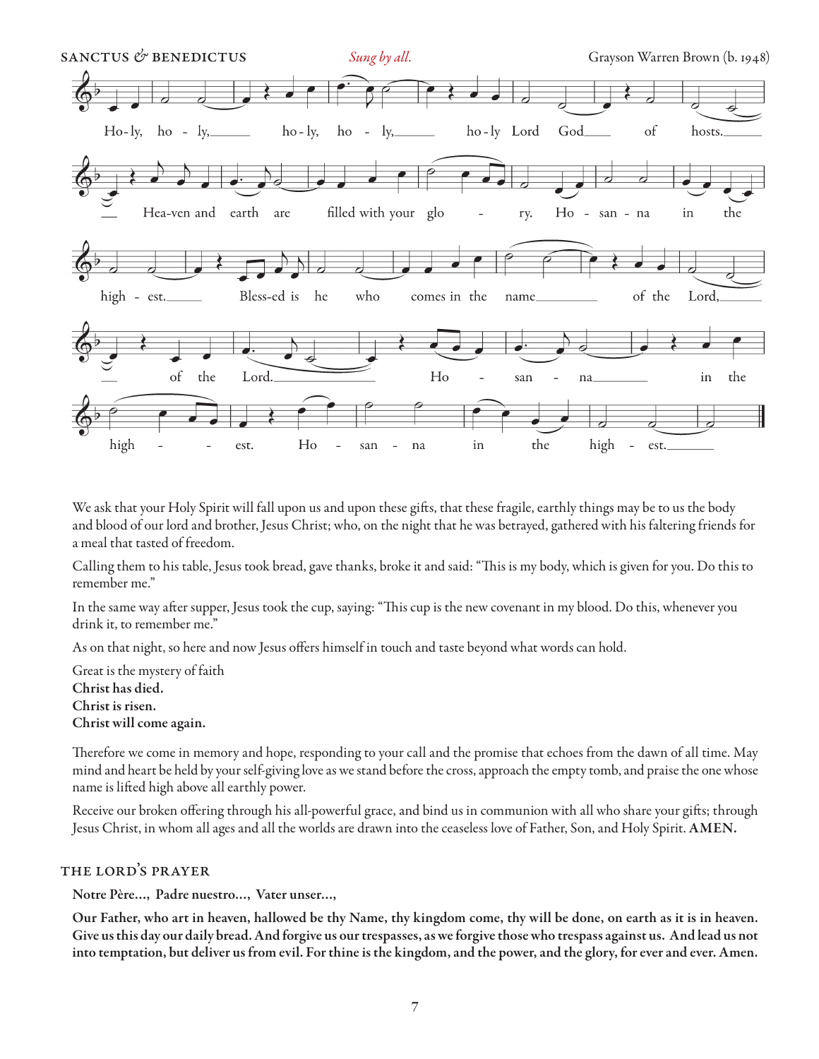SANCTUS & BENEDICTUS *Sung by all.* Grayson Warren Brown (b. 1948)

Ho-ly, ho - ly, ho-ly, ho - ly, ho-ly Lord God of hosts. Hea-ven and earth are filled with your glo - ry. Ho - san - na in the high - est. Bless-ed is he who comes in the name of the Lord, of the Lord. Ho - san - na in the high - - est. Ho - san - na in the high - est.

We ask that your Holy Spirit will fall upon us and upon these gifts, that these fragile, earthly things may be to us the body and blood of our lord and brother, Jesus Christ; who, on the night that he was betrayed, gathered with his faltering friends for a meal that tasted of freedom.

Calling them to his table, Jesus took bread, gave thanks, broke it and said: "This is my body, which is given for you. Do this to remember me."

In the same way after supper, Jesus took the cup, saying: "This cup is the new covenant in my blood. Do this, whenever you drink it, to remember me."

As on that night, so here and now Jesus offers himself in touch and taste beyond what words can hold.

Great is the mystery of faith
**Christ has died.**
**Christ is risen.**
**Christ will come again.**

Therefore we come in memory and hope, responding to your call and the promise that echoes from the dawn of all time. May mind and heart be held by your self-giving love as we stand before the cross, approach the empty tomb, and praise the one whose name is lifted high above all earthly power.

Receive our broken offering through his all-powerful grace, and bind us in communion with all who share your gifts; through Jesus Christ, in whom all ages and all the worlds are drawn into the ceaseless love of Father, Son, and Holy Spirit. **AMEN.**

## THE LORD'S PRAYER

**Notre Père..., Padre nuestro..., Vater unser...,**

**Our Father, who art in heaven, hallowed be thy Name, thy kingdom come, thy will be done, on earth as it is in heaven. Give us this day our daily bread. And forgive us our trespasses, as we forgive those who trespass against us. And lead us not into temptation, but deliver us from evil. For thine is the kingdom, and the power, and the glory, for ever and ever. Amen.**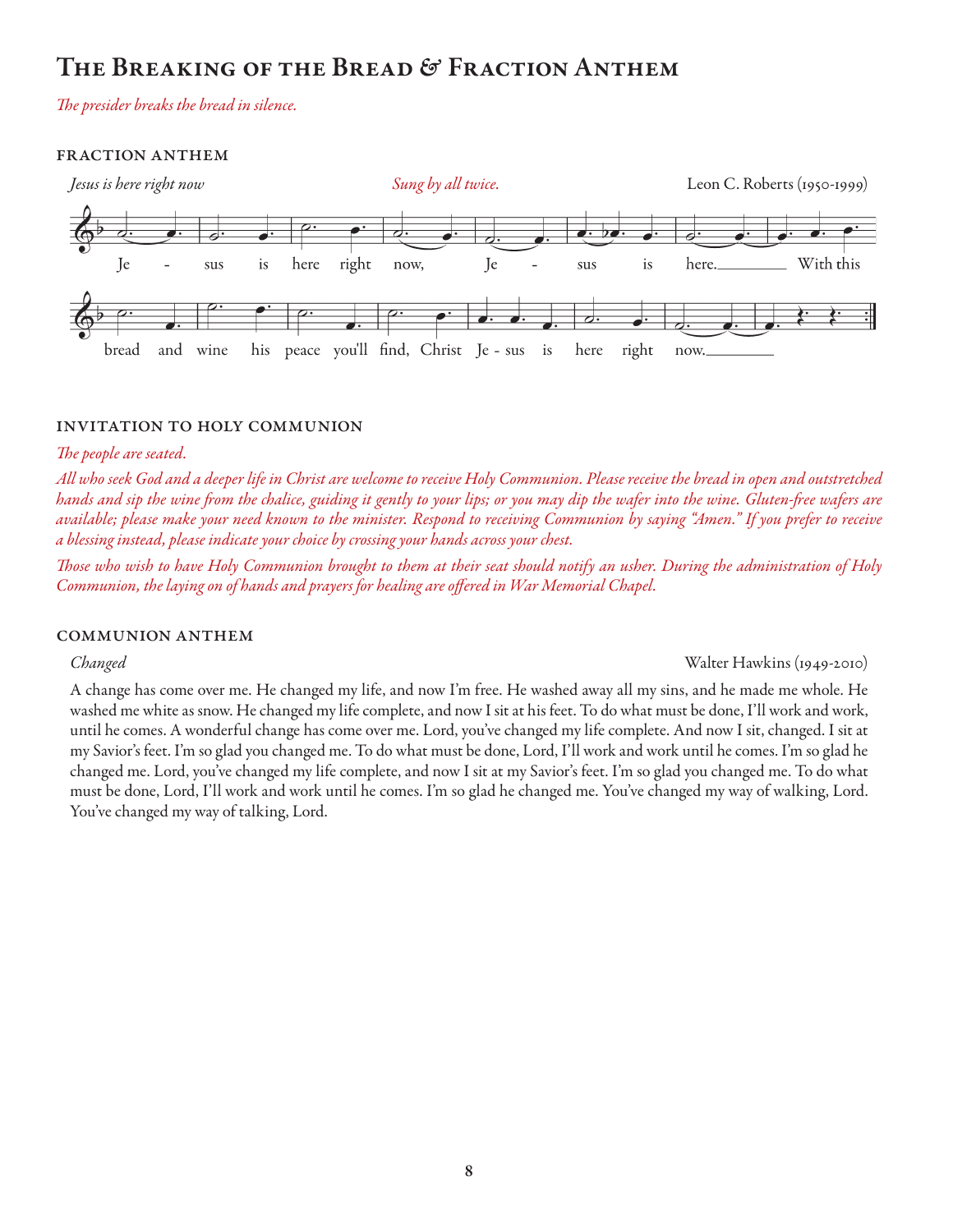# The Breaking of the Bread & Fraction Anthem

*The presider breaks the bread in silence.*

### FRACTION ANTHEM

*Jesus is here right now* — *Sung by all twice.* — Leon C. Roberts (1950-1999)

Je - sus is here right now, Je - sus is here. With this bread and wine his peace you'll find, Christ Je - sus is here right now.

### INVITATION TO HOLY COMMUNION

*The people are seated.*

*All who seek God and a deeper life in Christ are welcome to receive Holy Communion. Please receive the bread in open and outstretched hands and sip the wine from the chalice, guiding it gently to your lips; or you may dip the wafer into the wine. Gluten-free wafers are available; please make your need known to the minister. Respond to receiving Communion by saying "Amen." If you prefer to receive a blessing instead, please indicate your choice by crossing your hands across your chest.*

*Those who wish to have Holy Communion brought to them at their seat should notify an usher. During the administration of Holy Communion, the laying on of hands and prayers for healing are offered in War Memorial Chapel.*

### COMMUNION ANTHEM

*Changed* — Walter Hawkins (1949-2010)

A change has come over me. He changed my life, and now I'm free. He washed away all my sins, and he made me whole. He washed me white as snow. He changed my life complete, and now I sit at his feet. To do what must be done, I'll work and work, until he comes. A wonderful change has come over me. Lord, you've changed my life complete. And now I sit, changed. I sit at my Savior's feet. I'm so glad you changed me. To do what must be done, Lord, I'll work and work until he comes. I'm so glad he changed me. Lord, you've changed my life complete, and now I sit at my Savior's feet. I'm so glad you changed me. To do what must be done, Lord, I'll work and work until he comes. I'm so glad he changed me. You've changed my way of walking, Lord. You've changed my way of talking, Lord.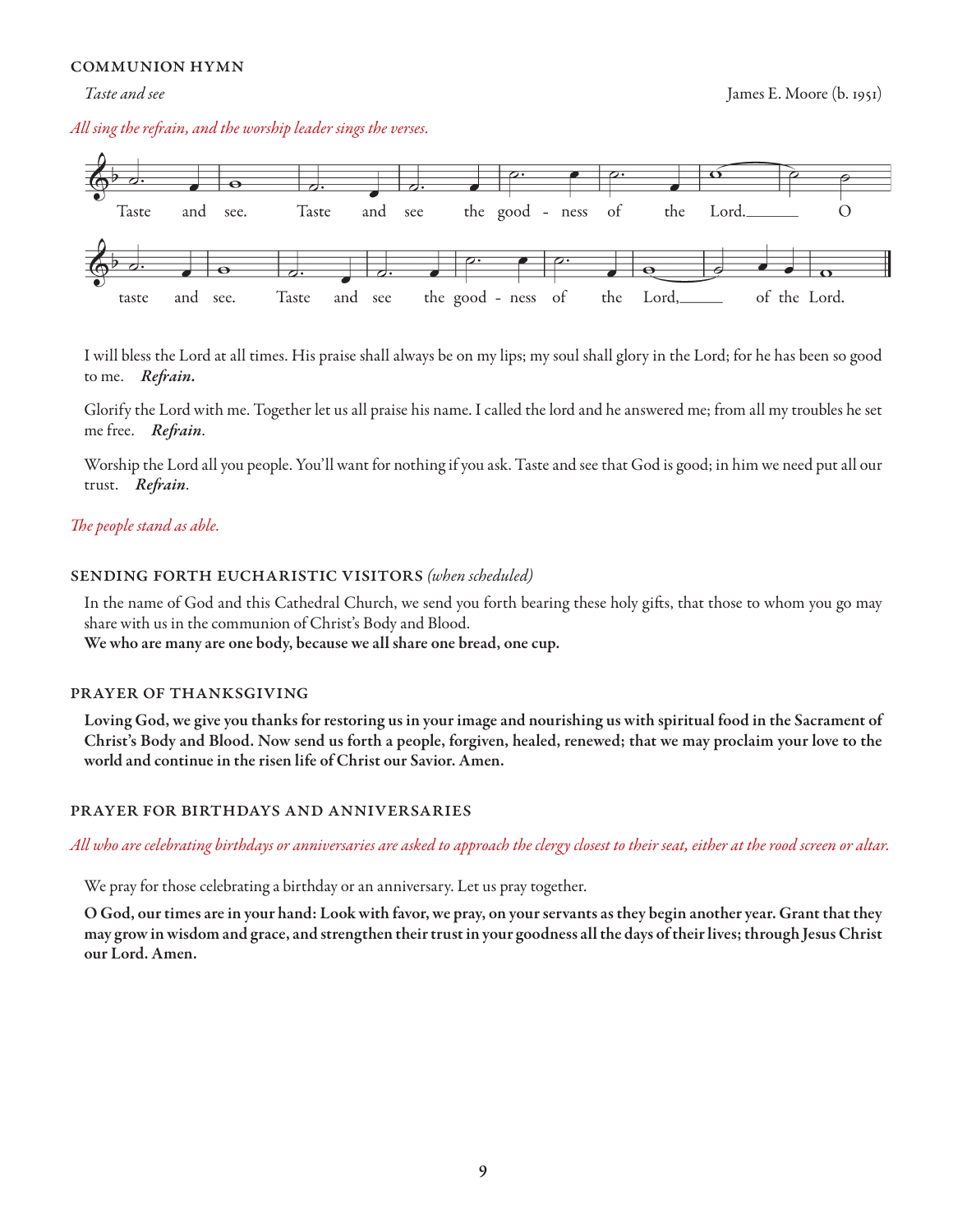## COMMUNION HYMN

*Taste and see* James E. Moore (b. 1951)

*All sing the refrain, and the worship leader sings the verses.*

Taste and see. Taste and see the good - ness of the Lord.___ O taste and see. Taste and see the good - ness of the Lord,___ of the Lord.

I will bless the Lord at all times. His praise shall always be on my lips; my soul shall glory in the Lord; for he has been so good to me. ***Refrain.***

Glorify the Lord with me. Together let us all praise his name. I called the lord and he answered me; from all my troubles he set me free. ***Refrain.***

Worship the Lord all you people. You'll want for nothing if you ask. Taste and see that God is good; in him we need put all our trust. ***Refrain.***

*The people stand as able.*

## SENDING FORTH EUCHARISTIC VISITORS *(when scheduled)*

In the name of God and this Cathedral Church, we send you forth bearing these holy gifts, that those to whom you go may share with us in the communion of Christ's Body and Blood.

**We who are many are one body, because we all share one bread, one cup.**

## PRAYER OF THANKSGIVING

**Loving God, we give you thanks for restoring us in your image and nourishing us with spiritual food in the Sacrament of Christ's Body and Blood. Now send us forth a people, forgiven, healed, renewed; that we may proclaim your love to the world and continue in the risen life of Christ our Savior. Amen.**

## PRAYER FOR BIRTHDAYS AND ANNIVERSARIES

*All who are celebrating birthdays or anniversaries are asked to approach the clergy closest to their seat, either at the rood screen or altar.*

We pray for those celebrating a birthday or an anniversary. Let us pray together.

**O God, our times are in your hand: Look with favor, we pray, on your servants as they begin another year. Grant that they may grow in wisdom and grace, and strengthen their trust in your goodness all the days of their lives; through Jesus Christ our Lord. Amen.**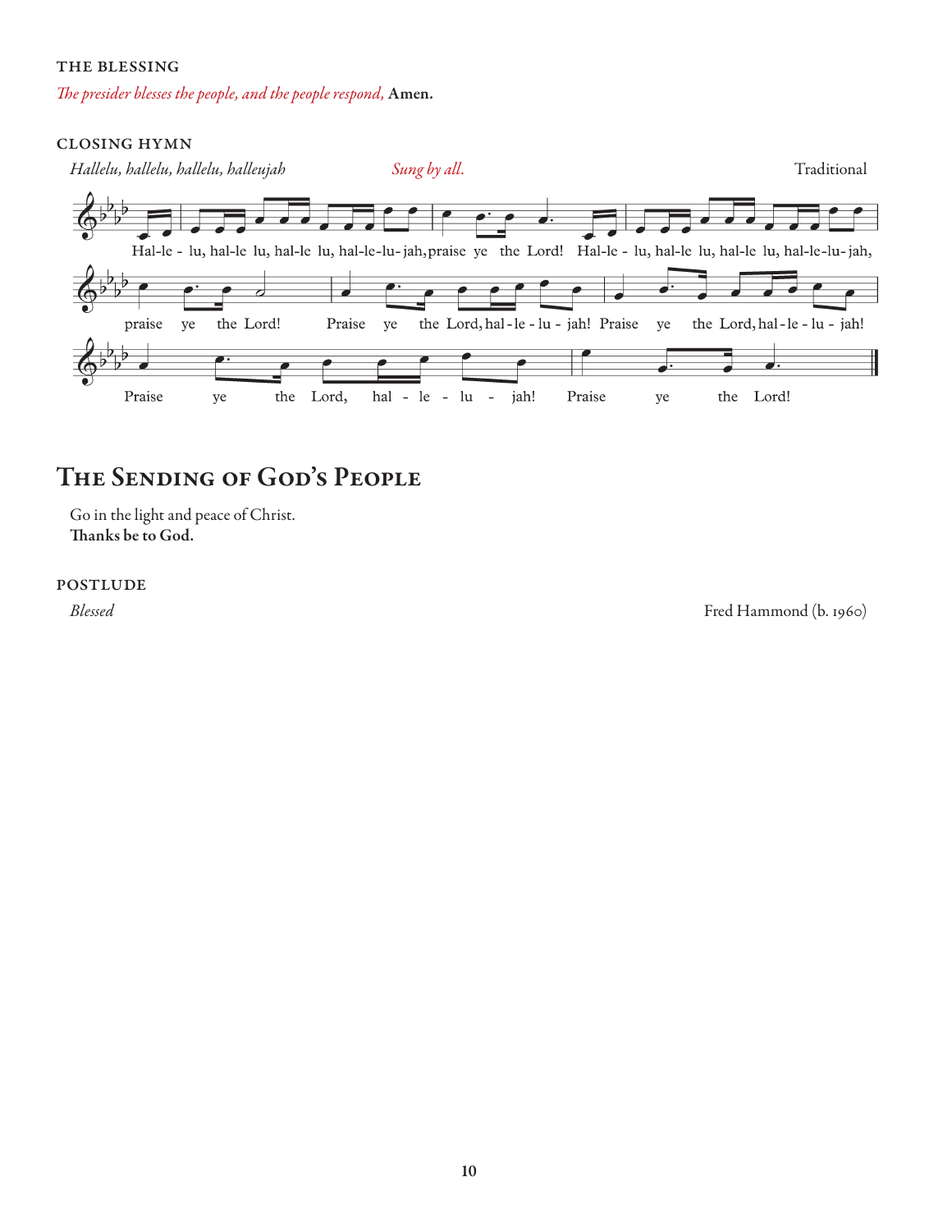### THE BLESSING

*The presider blesses the people, and the people respond,* **Amen.**

### CLOSING HYMN

*Hallelu, hallelu, hallelu, halleujah* — *Sung by all.* — Traditional

Hal-le - lu, hal-le lu, hal-le lu, hal-le-lu-jah, praise ye the Lord! Hal-le - lu, hal-le lu, hal-le lu, hal-le-lu-jah, praise ye the Lord! Praise ye the Lord, hal-le-lu-jah! Praise ye the Lord, hal-le-lu-jah! Praise ye the Lord, hal - le - lu - jah! Praise ye the Lord!

## The Sending of God's People

Go in the light and peace of Christ.
**Thanks be to God.**

### POSTLUDE

*Blessed* — Fred Hammond (b. 1960)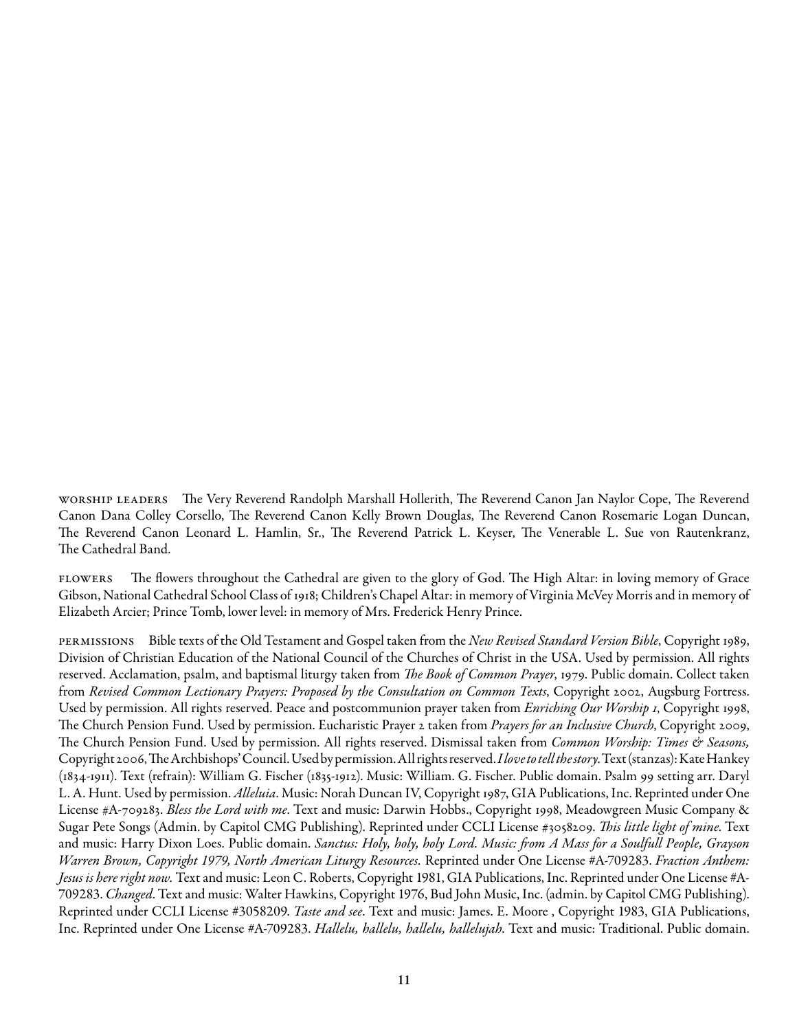WORSHIP LEADERS The Very Reverend Randolph Marshall Hollerith, The Reverend Canon Jan Naylor Cope, The Reverend Canon Dana Colley Corsello, The Reverend Canon Kelly Brown Douglas, The Reverend Canon Rosemarie Logan Duncan, The Reverend Canon Leonard L. Hamlin, Sr., The Reverend Patrick L. Keyser, The Venerable L. Sue von Rautenkranz, The Cathedral Band.

FLOWERS The flowers throughout the Cathedral are given to the glory of God. The High Altar: in loving memory of Grace Gibson, National Cathedral School Class of 1918; Children's Chapel Altar: in memory of Virginia McVey Morris and in memory of Elizabeth Arcier; Prince Tomb, lower level: in memory of Mrs. Frederick Henry Prince.

PERMISSIONS Bible texts of the Old Testament and Gospel taken from the *New Revised Standard Version Bible*, Copyright 1989, Division of Christian Education of the National Council of the Churches of Christ in the USA. Used by permission. All rights reserved. Acclamation, psalm, and baptismal liturgy taken from *The Book of Common Prayer*, 1979. Public domain. Collect taken from *Revised Common Lectionary Prayers: Proposed by the Consultation on Common Texts*, Copyright 2002, Augsburg Fortress. Used by permission. All rights reserved. Peace and postcommunion prayer taken from *Enriching Our Worship 1*, Copyright 1998, The Church Pension Fund. Used by permission. Eucharistic Prayer 2 taken from *Prayers for an Inclusive Church*, Copyright 2009, The Church Pension Fund. Used by permission. All rights reserved. Dismissal taken from *Common Worship: Times & Seasons,* Copyright 2006, The Archbishops' Council. Used by permission. All rights reserved. *I love to tell the story*. Text (stanzas): Kate Hankey (1834-1911). Text (refrain): William G. Fischer (1835-1912). Music: William. G. Fischer. Public domain. Psalm 99 setting arr. Daryl L. A. Hunt. Used by permission. *Alleluia*. Music: Norah Duncan IV, Copyright 1987, GIA Publications, Inc. Reprinted under One License #A-709283. *Bless the Lord with me*. Text and music: Darwin Hobbs., Copyright 1998, Meadowgreen Music Company & Sugar Pete Songs (Admin. by Capitol CMG Publishing). Reprinted under CCLI License #3058209. *This little light of mine*. Text and music: Harry Dixon Loes. Public domain. *Sanctus: Holy, holy, holy Lord. Music: from A Mass for a Soulfull People, Grayson Warren Brown, Copyright 1979, North American Liturgy Resources*. Reprinted under One License #A-709283. *Fraction Anthem: Jesus is here right now*. Text and music: Leon C. Roberts, Copyright 1981, GIA Publications, Inc. Reprinted under One License #A-709283. *Changed*. Text and music: Walter Hawkins, Copyright 1976, Bud John Music, Inc. (admin. by Capitol CMG Publishing). Reprinted under CCLI License #3058209. *Taste and see*. Text and music: James. E. Moore , Copyright 1983, GIA Publications, Inc. Reprinted under One License #A-709283. *Hallelu, hallelu, hallelu, hallelujah*. Text and music: Traditional. Public domain.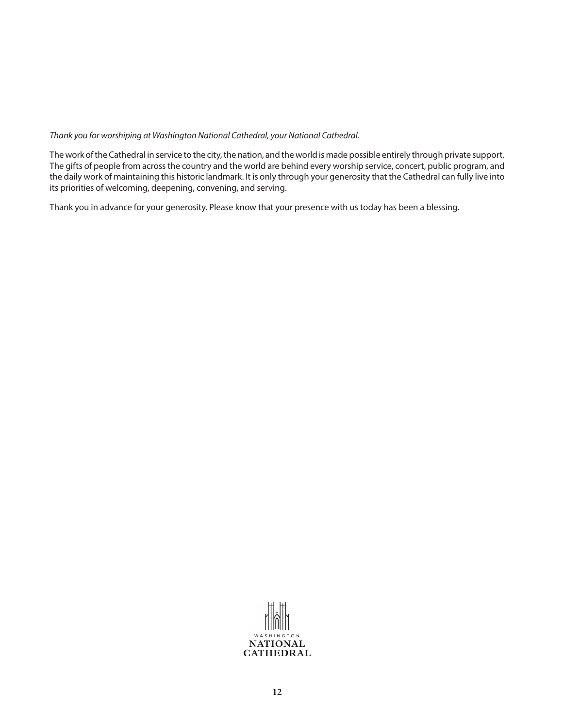*Thank you for worshiping at Washington National Cathedral, your National Cathedral.*

The work of the Cathedral in service to the city, the nation, and the world is made possible entirely through private support. The gifts of people from across the country and the world are behind every worship service, concert, public program, and the daily work of maintaining this historic landmark. It is only through your generosity that the Cathedral can fully live into its priorities of welcoming, deepening, convening, and serving.

Thank you in advance for your generosity. Please know that your presence with us today has been a blessing.

WASHINGTON
NATIONAL
CATHEDRAL